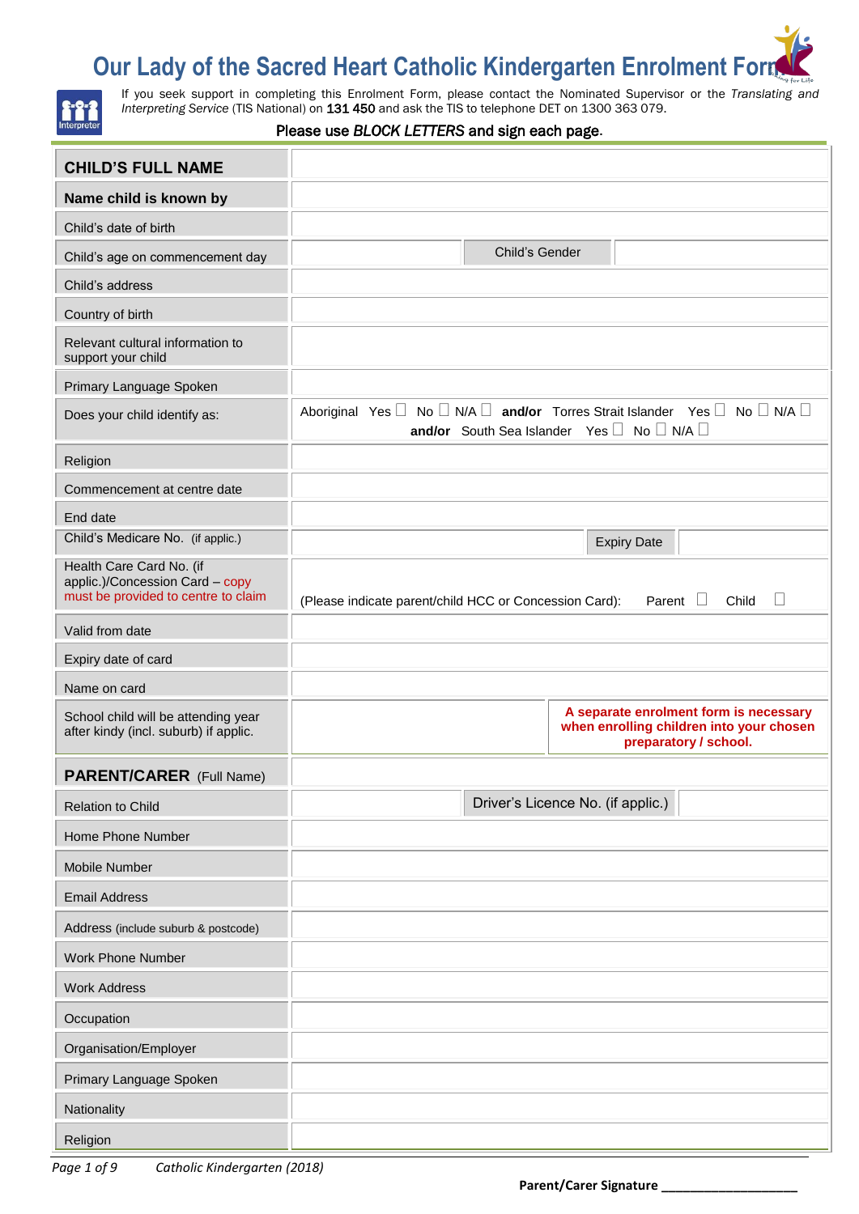# Our Lady of the Sacred Heart Catholic Kindergarten Enrolment Form

If you seek support in completing this Enrolment Form, please contact the Nominated Supervisor or the *Translating and Interpreting Service* (TIS National) on **131 450** and ask the TIS to telephone DET on 1300 363 079.

**Please use *BLOCK LETTERS* and sign each page.**

| | | | |
|---|---|---|---|
| **CHILD'S FULL NAME** | | | |
| **Name child is known by** | | | |
| Child's date of birth | | | |
| Child's age on commencement day | | Child's Gender | |
| Child's address | | | |
| Country of birth | | | |
| Relevant cultural information to support your child | | | |
| Primary Language Spoken | | | |
| Does your child identify as: | Aboriginal Yes ☐ No ☐ N/A ☐ **and/or** Torres Strait Islander Yes ☐ No ☐ N/A ☐ **and/or** South Sea Islander Yes ☐ No ☐ N/A ☐ | | |
| Religion | | | |
| Commencement at centre date | | | |
| End date | | | |
| Child's Medicare No. (if applic.) | | Expiry Date | |
| Health Care Card No. (if applic.)/Concession Card – copy must be provided to centre to claim | (Please indicate parent/child HCC or Concession Card): Parent ☐ Child ☐ | | |
| Valid from date | | | |
| Expiry date of card | | | |
| Name on card | | | |
| School child will be attending year after kindy (incl. suburb) if applic. | | **A separate enrolment form is necessary when enrolling children into your chosen preparatory / school.** | |
| **PARENT/CARER** (Full Name) | | | |
| Relation to Child | | Driver's Licence No. (if applic.) | |
| Home Phone Number | | | |
| Mobile Number | | | |
| Email Address | | | |
| Address (include suburb & postcode) | | | |
| Work Phone Number | | | |
| Work Address | | | |
| Occupation | | | |
| Organisation/Employer | | | |
| Primary Language Spoken | | | |
| Nationality | | | |
| Religion | | | |

*Catholic Kindergarten (2018)*

**Parent/Carer Signature ____________________**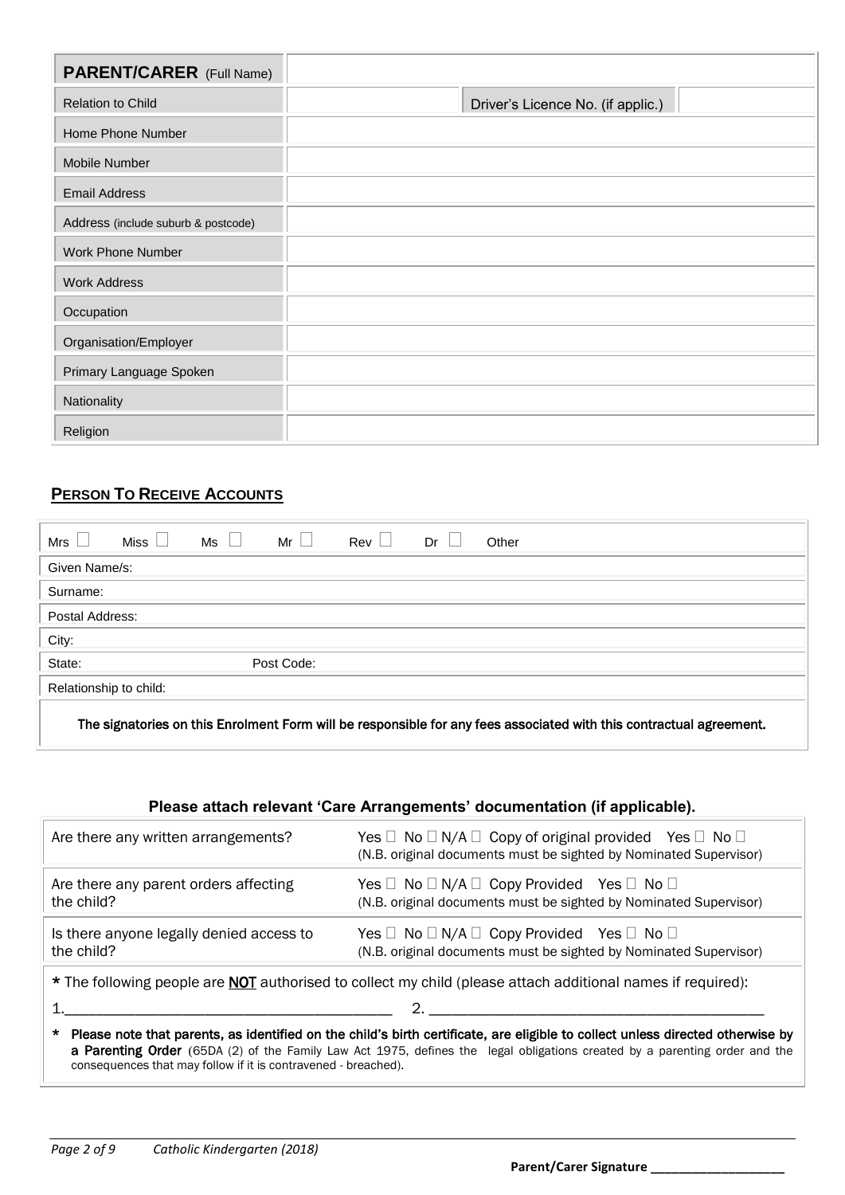| **PARENT/CARER** (Full Name) | | | |
|---|---|---|---|
| Relation to Child | | Driver's Licence No. (if applic.) | |
| Home Phone Number | | | |
| Mobile Number | | | |
| Email Address | | | |
| Address (include suburb & postcode) | | | |
| Work Phone Number | | | |
| Work Address | | | |
| Occupation | | | |
| Organisation/Employer | | | |
| Primary Language Spoken | | | |
| Nationality | | | |
| Religion | | | |

## **PERSON TO RECEIVE ACCOUNTS**

| Mrs ☐ Miss ☐ Ms ☐ Mr ☐ Rev ☐ Dr ☐ Other |
|---|
| Given Name/s: |
| Surname: |
| Postal Address: |
| City: |
| State: Post Code: |
| Relationship to child: |
| **The signatories on this Enrolment Form will be responsible for any fees associated with this contractual agreement.** |

### **Please attach relevant 'Care Arrangements' documentation (if applicable).**

| | |
|---|---|
| Are there any written arrangements? | Yes ☐ No ☐ N/A ☐ Copy of original provided Yes ☐ No ☐ (N.B. original documents must be sighted by Nominated Supervisor) |
| Are there any parent orders affecting the child? | Yes ☐ No ☐ N/A ☐ Copy Provided Yes ☐ No ☐ (N.B. original documents must be sighted by Nominated Supervisor) |
| Is there anyone legally denied access to the child? | Yes ☐ No ☐ N/A ☐ Copy Provided Yes ☐ No ☐ (N.B. original documents must be sighted by Nominated Supervisor) |

**\*** The following people are **NOT** authorised to collect my child (please attach additional names if required):

1.\_\_\_\_\_\_\_\_\_\_\_\_\_\_\_\_\_\_\_\_\_\_\_\_\_\_\_\_\_\_\_\_\_\_\_\_\_\_ 2. \_\_\_\_\_\_\_\_\_\_\_\_\_\_\_\_\_\_\_\_\_\_\_\_\_\_\_\_\_\_\_\_\_\_\_\_\_\_

**\* Please note that parents, as identified on the child's birth certificate, are eligible to collect unless directed otherwise by a Parenting Order** (65DA (2) of the Family Law Act 1975, defines the legal obligations created by a parenting order and the consequences that may follow if it is contravened - breached).

**Parent/Carer Signature \_\_\_\_\_\_\_\_\_\_\_\_\_\_\_\_\_\_\_\_**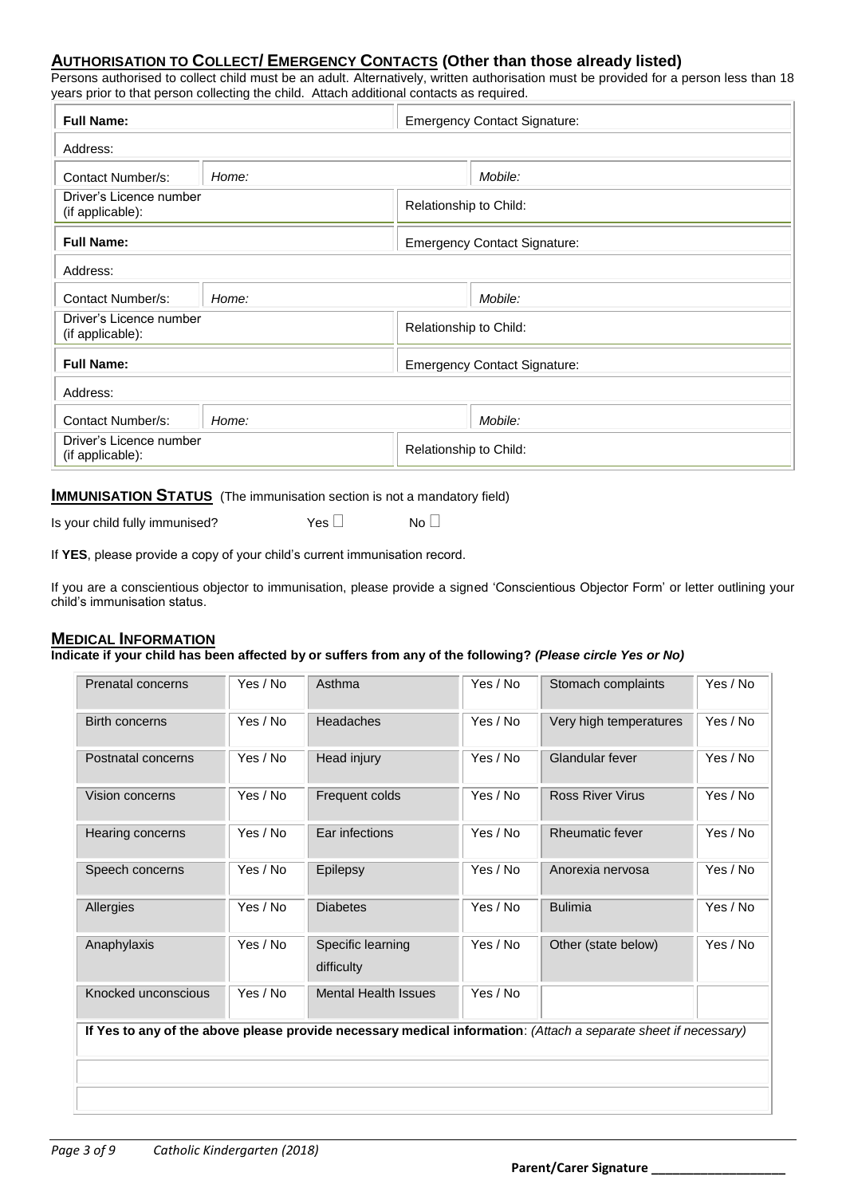## AUTHORISATION TO COLLECT/ EMERGENCY CONTACTS (Other than those already listed)

Persons authorised to collect child must be an adult. Alternatively, written authorisation must be provided for a person less than 18 years prior to that person collecting the child. Attach additional contacts as required.

| **Full Name:** | | Emergency Contact Signature: | |
|---|---|---|---|
| Address: | | | |
| Contact Number/s: | *Home:* | | *Mobile:* |
| Driver's Licence number (if applicable): | | Relationship to Child: | |
| **Full Name:** | | Emergency Contact Signature: | |
| Address: | | | |
| Contact Number/s: | *Home:* | | *Mobile:* |
| Driver's Licence number (if applicable): | | Relationship to Child: | |
| **Full Name:** | | Emergency Contact Signature: | |
| Address: | | | |
| Contact Number/s: | *Home:* | | *Mobile:* |
| Driver's Licence number (if applicable): | | Relationship to Child: | |

## IMMUNISATION STATUS (The immunisation section is not a mandatory field)

Is your child fully immunised? Yes ☐ No ☐

If **YES**, please provide a copy of your child's current immunisation record.

If you are a conscientious objector to immunisation, please provide a signed 'Conscientious Objector Form' or letter outlining your child's immunisation status.

## MEDICAL INFORMATION

**Indicate if your child has been affected by or suffers from any of the following? *(Please circle Yes or No)***

| Prenatal concerns | Yes / No | Asthma | Yes / No | Stomach complaints | Yes / No |
|---|---|---|---|---|---|
| Birth concerns | Yes / No | Headaches | Yes / No | Very high temperatures | Yes / No |
| Postnatal concerns | Yes / No | Head injury | Yes / No | Glandular fever | Yes / No |
| Vision concerns | Yes / No | Frequent colds | Yes / No | Ross River Virus | Yes / No |
| Hearing concerns | Yes / No | Ear infections | Yes / No | Rheumatic fever | Yes / No |
| Speech concerns | Yes / No | Epilepsy | Yes / No | Anorexia nervosa | Yes / No |
| Allergies | Yes / No | Diabetes | Yes / No | Bulimia | Yes / No |
| Anaphylaxis | Yes / No | Specific learning difficulty | Yes / No | Other (state below) | Yes / No |
| Knocked unconscious | Yes / No | Mental Health Issues | Yes / No | | |
| **If Yes to any of the above please provide necessary medical information**: *(Attach a separate sheet if necessary)* | | | | | |
| | | | | | |
| | | | | | |

**Parent/Carer Signature \_\_\_\_\_\_\_\_\_\_\_\_\_\_\_\_\_\_\_\_**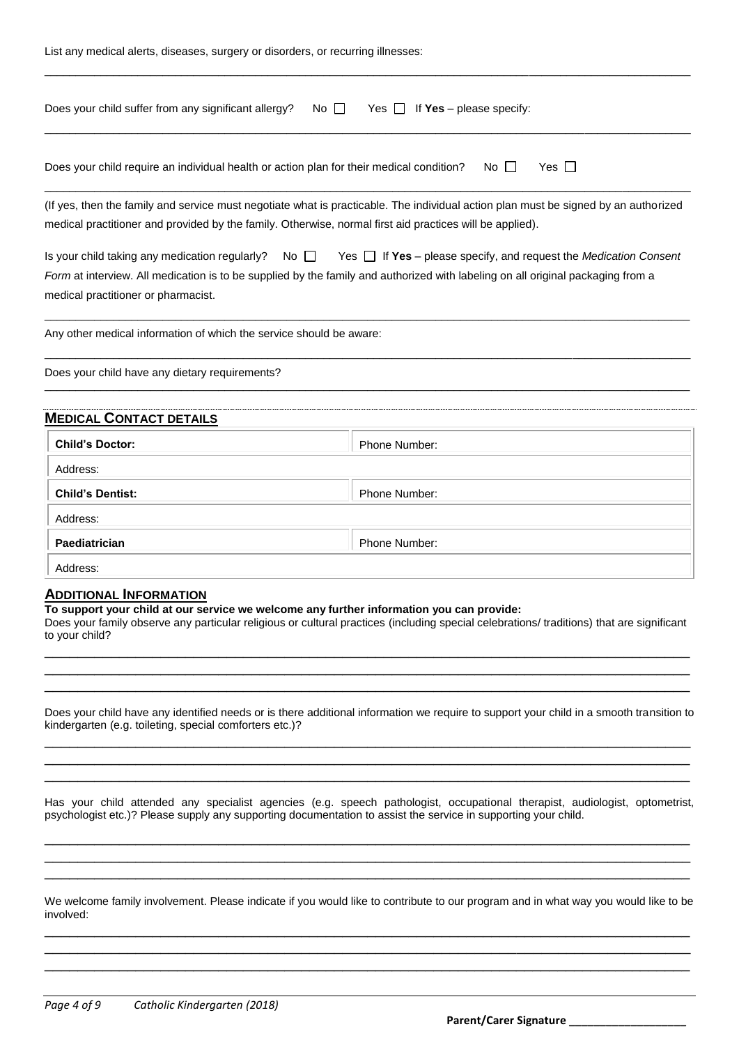List any medical alerts, diseases, surgery or disorders, or recurring illnesses:

___

Does your child suffer from any significant allergy? No ☐ Yes ☐ If **Yes** – please specify:

___

Does your child require an individual health or action plan for their medical condition? No ☐ Yes ☐

(If yes, then the family and service must negotiate what is practicable. The individual action plan must be signed by an authorized medical practitioner and provided by the family. Otherwise, normal first aid practices will be applied).

Is your child taking any medication regularly? No ☐ Yes ☐ If **Yes** – please specify, and request the *Medication Consent Form* at interview. All medication is to be supplied by the family and authorized with labeling on all original packaging from a medical practitioner or pharmacist.

___

Any other medical information of which the service should be aware:

___

Does your child have any dietary requirements?

___

## MEDICAL CONTACT DETAILS

| **Child's Doctor:** | Phone Number: |
|---|---|
| Address: | |
| **Child's Dentist:** | Phone Number: |
| Address: | |
| **Paediatrician** | Phone Number: |
| Address: | |

## ADDITIONAL INFORMATION

**To support your child at our service we welcome any further information you can provide:**

Does your family observe any particular religious or cultural practices (including special celebrations/ traditions) that are significant to your child?

___

___

___

Does your child have any identified needs or is there additional information we require to support your child in a smooth transition to kindergarten (e.g. toileting, special comforters etc.)?

___

___

___

Has your child attended any specialist agencies (e.g. speech pathologist, occupational therapist, audiologist, optometrist, psychologist etc.)? Please supply any supporting documentation to assist the service in supporting your child.

___

___

___

We welcome family involvement. Please indicate if you would like to contribute to our program and in what way you would like to be involved:

___

___

___

**Parent/Carer Signature ___________________**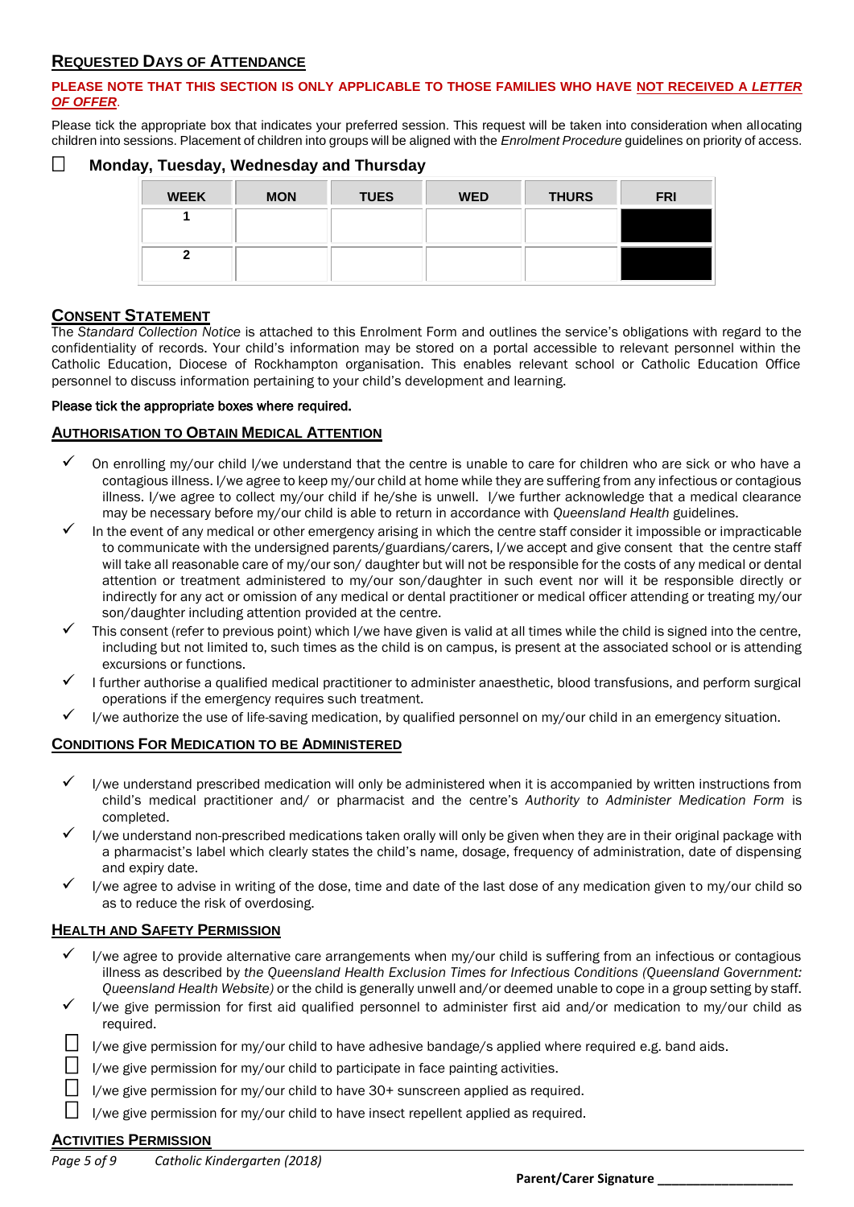## Requested Days of Attendance

**PLEASE NOTE THAT THIS SECTION IS ONLY APPLICABLE TO THOSE FAMILIES WHO HAVE NOT RECEIVED A *LETTER OF OFFER*.**

Please tick the appropriate box that indicates your preferred session. This request will be taken into consideration when allocating children into sessions. Placement of children into groups will be aligned with the *Enrolment Procedure* guidelines on priority of access.

☐ **Monday, Tuesday, Wednesday and Thursday**

| WEEK | MON | TUES | WED | THURS | FRI |
|---|---|---|---|---|---|
| 1 | | | | | ■ |
| 2 | | | | | ■ |

## Consent Statement

The *Standard Collection Notice* is attached to this Enrolment Form and outlines the service's obligations with regard to the confidentiality of records. Your child's information may be stored on a portal accessible to relevant personnel within the Catholic Education, Diocese of Rockhampton organisation. This enables relevant school or Catholic Education Office personnel to discuss information pertaining to your child's development and learning.

Please tick the appropriate boxes where required.

### Authorisation to Obtain Medical Attention

- ✓ On enrolling my/our child I/we understand that the centre is unable to care for children who are sick or who have a contagious illness. I/we agree to keep my/our child at home while they are suffering from any infectious or contagious illness. I/we agree to collect my/our child if he/she is unwell. I/we further acknowledge that a medical clearance may be necessary before my/our child is able to return in accordance with *Queensland Health* guidelines.
- ✓ In the event of any medical or other emergency arising in which the centre staff consider it impossible or impracticable to communicate with the undersigned parents/guardians/carers, I/we accept and give consent that the centre staff will take all reasonable care of my/our son/ daughter but will not be responsible for the costs of any medical or dental attention or treatment administered to my/our son/daughter in such event nor will it be responsible directly or indirectly for any act or omission of any medical or dental practitioner or medical officer attending or treating my/our son/daughter including attention provided at the centre.
- ✓ This consent (refer to previous point) which I/we have given is valid at all times while the child is signed into the centre, including but not limited to, such times as the child is on campus, is present at the associated school or is attending excursions or functions.
- ✓ I further authorise a qualified medical practitioner to administer anaesthetic, blood transfusions, and perform surgical operations if the emergency requires such treatment.
- ✓ I/we authorize the use of life-saving medication, by qualified personnel on my/our child in an emergency situation.

### Conditions for Medication to be Administered

- ✓ I/we understand prescribed medication will only be administered when it is accompanied by written instructions from child's medical practitioner and/ or pharmacist and the centre's *Authority to Administer Medication Form* is completed.
- ✓ I/we understand non-prescribed medications taken orally will only be given when they are in their original package with a pharmacist's label which clearly states the child's name, dosage, frequency of administration, date of dispensing and expiry date.
- ✓ I/we agree to advise in writing of the dose, time and date of the last dose of any medication given to my/our child so as to reduce the risk of overdosing.

### Health and Safety Permission

- ✓ I/we agree to provide alternative care arrangements when my/our child is suffering from an infectious or contagious illness as described by *the Queensland Health Exclusion Times for Infectious Conditions (Queensland Government: Queensland Health Website)* or the child is generally unwell and/or deemed unable to cope in a group setting by staff.
- ✓ I/we give permission for first aid qualified personnel to administer first aid and/or medication to my/our child as required.
- ☐ I/we give permission for my/our child to have adhesive bandage/s applied where required e.g. band aids.
- ☐ I/we give permission for my/our child to participate in face painting activities.
- ☐ I/we give permission for my/our child to have 30+ sunscreen applied as required.
- ☐ I/we give permission for my/our child to have insect repellent applied as required.

### Activities Permission

**Parent/Carer Signature ___________________**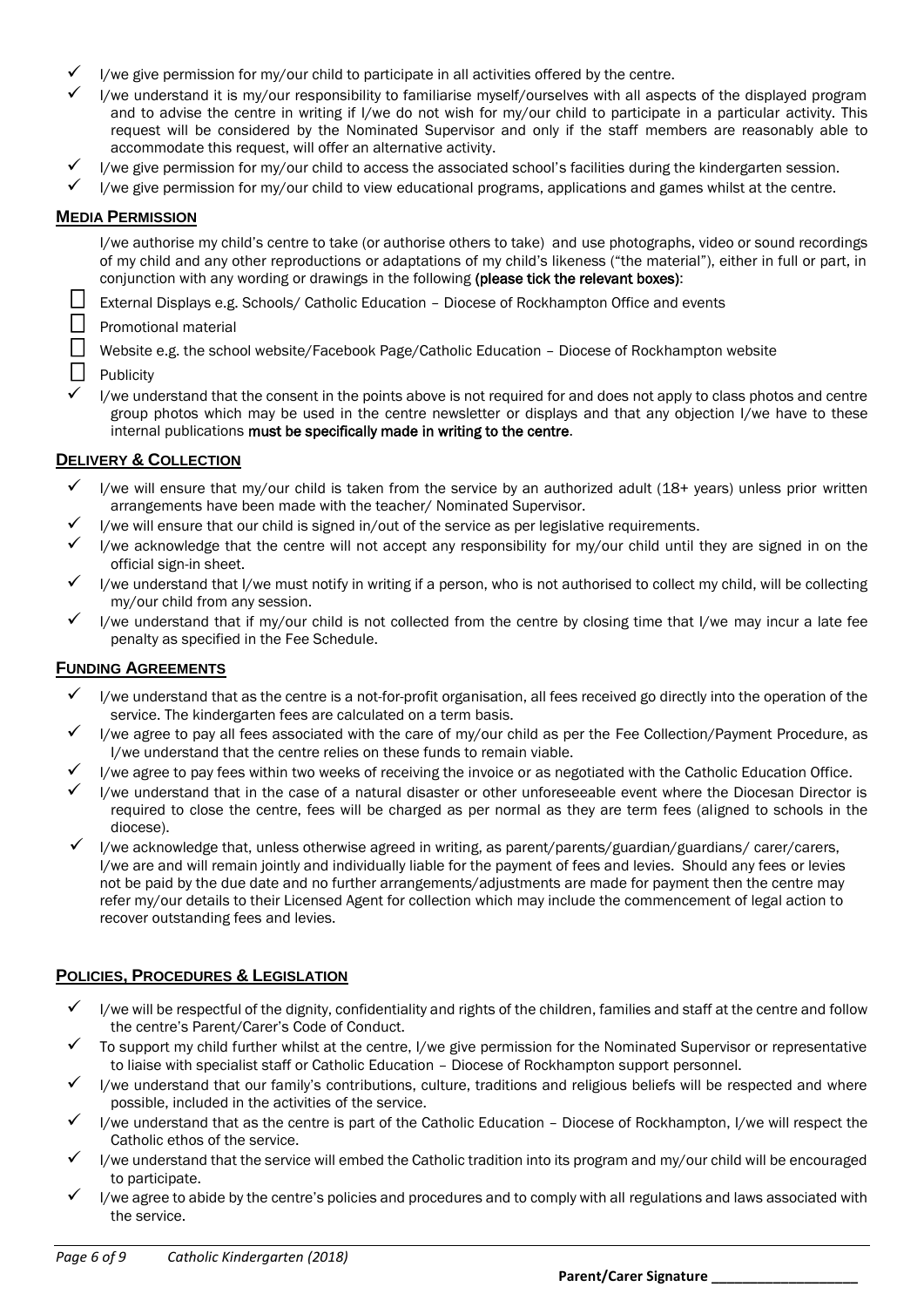- ✓ I/we give permission for my/our child to participate in all activities offered by the centre.
- ✓ I/we understand it is my/our responsibility to familiarise myself/ourselves with all aspects of the displayed program and to advise the centre in writing if I/we do not wish for my/our child to participate in a particular activity. This request will be considered by the Nominated Supervisor and only if the staff members are reasonably able to accommodate this request, will offer an alternative activity.
- ✓ I/we give permission for my/our child to access the associated school's facilities during the kindergarten session.
- ✓ I/we give permission for my/our child to view educational programs, applications and games whilst at the centre.

## MEDIA PERMISSION

I/we authorise my child's centre to take (or authorise others to take) and use photographs, video or sound recordings of my child and any other reproductions or adaptations of my child's likeness ("the material"), either in full or part, in conjunction with any wording or drawings in the following **(please tick the relevant boxes)**:

- ☐ External Displays e.g. Schools/ Catholic Education – Diocese of Rockhampton Office and events
- ☐ Promotional material
- ☐ Website e.g. the school website/Facebook Page/Catholic Education – Diocese of Rockhampton website
- ☐ Publicity
- ✓ I/we understand that the consent in the points above is not required for and does not apply to class photos and centre group photos which may be used in the centre newsletter or displays and that any objection I/we have to these internal publications **must be specifically made in writing to the centre**.

## DELIVERY & COLLECTION

- ✓ I/we will ensure that my/our child is taken from the service by an authorized adult (18+ years) unless prior written arrangements have been made with the teacher/ Nominated Supervisor.
- ✓ I/we will ensure that our child is signed in/out of the service as per legislative requirements.
- ✓ I/we acknowledge that the centre will not accept any responsibility for my/our child until they are signed in on the official sign-in sheet.
- ✓ I/we understand that I/we must notify in writing if a person, who is not authorised to collect my child, will be collecting my/our child from any session.
- ✓ I/we understand that if my/our child is not collected from the centre by closing time that I/we may incur a late fee penalty as specified in the Fee Schedule.

## FUNDING AGREEMENTS

- ✓ I/we understand that as the centre is a not-for-profit organisation, all fees received go directly into the operation of the service. The kindergarten fees are calculated on a term basis.
- ✓ I/we agree to pay all fees associated with the care of my/our child as per the Fee Collection/Payment Procedure, as I/we understand that the centre relies on these funds to remain viable.
- ✓ I/we agree to pay fees within two weeks of receiving the invoice or as negotiated with the Catholic Education Office.
- ✓ I/we understand that in the case of a natural disaster or other unforeseeable event where the Diocesan Director is required to close the centre, fees will be charged as per normal as they are term fees (aligned to schools in the diocese).
- ✓ I/we acknowledge that, unless otherwise agreed in writing, as parent/parents/guardian/guardians/ carer/carers, I/we are and will remain jointly and individually liable for the payment of fees and levies. Should any fees or levies not be paid by the due date and no further arrangements/adjustments are made for payment then the centre may refer my/our details to their Licensed Agent for collection which may include the commencement of legal action to recover outstanding fees and levies.

## POLICIES, PROCEDURES & LEGISLATION

- ✓ I/we will be respectful of the dignity, confidentiality and rights of the children, families and staff at the centre and follow the centre's Parent/Carer's Code of Conduct.
- ✓ To support my child further whilst at the centre, I/we give permission for the Nominated Supervisor or representative to liaise with specialist staff or Catholic Education – Diocese of Rockhampton support personnel.
- ✓ I/we understand that our family's contributions, culture, traditions and religious beliefs will be respected and where possible, included in the activities of the service.
- ✓ I/we understand that as the centre is part of the Catholic Education – Diocese of Rockhampton, I/we will respect the Catholic ethos of the service.
- ✓ I/we understand that the service will embed the Catholic tradition into its program and my/our child will be encouraged to participate.
- ✓ I/we agree to abide by the centre's policies and procedures and to comply with all regulations and laws associated with the service.

**Parent/Carer Signature ____________________**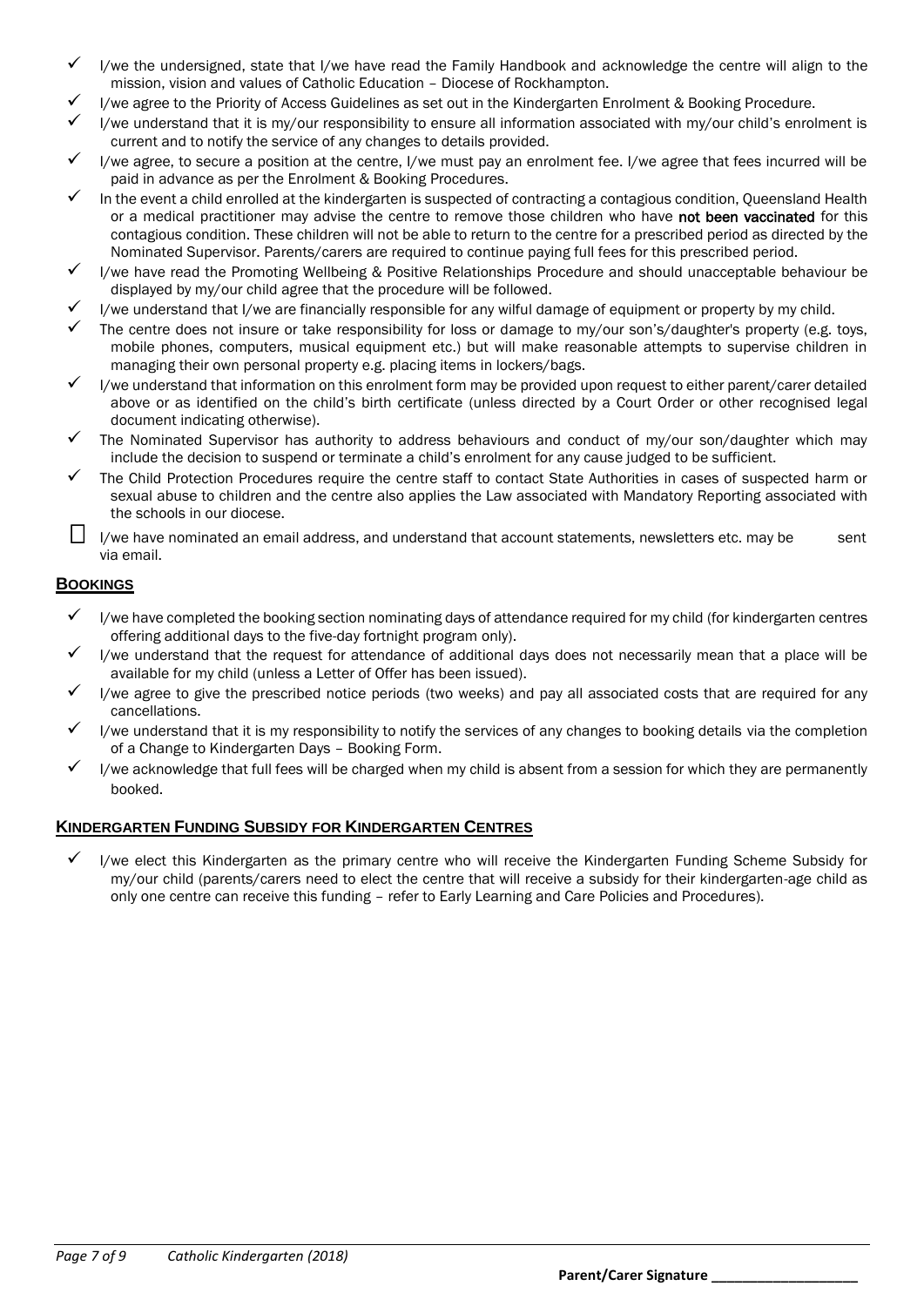- ✓ I/we the undersigned, state that I/we have read the Family Handbook and acknowledge the centre will align to the mission, vision and values of Catholic Education – Diocese of Rockhampton.
- ✓ I/we agree to the Priority of Access Guidelines as set out in the Kindergarten Enrolment & Booking Procedure.
- ✓ I/we understand that it is my/our responsibility to ensure all information associated with my/our child's enrolment is current and to notify the service of any changes to details provided.
- ✓ I/we agree, to secure a position at the centre, I/we must pay an enrolment fee. I/we agree that fees incurred will be paid in advance as per the Enrolment & Booking Procedures.
- ✓ In the event a child enrolled at the kindergarten is suspected of contracting a contagious condition, Queensland Health or a medical practitioner may advise the centre to remove those children who have **not been vaccinated** for this contagious condition. These children will not be able to return to the centre for a prescribed period as directed by the Nominated Supervisor. Parents/carers are required to continue paying full fees for this prescribed period.
- ✓ I/we have read the Promoting Wellbeing & Positive Relationships Procedure and should unacceptable behaviour be displayed by my/our child agree that the procedure will be followed.
- ✓ I/we understand that I/we are financially responsible for any wilful damage of equipment or property by my child.
- ✓ The centre does not insure or take responsibility for loss or damage to my/our son's/daughter's property (e.g. toys, mobile phones, computers, musical equipment etc.) but will make reasonable attempts to supervise children in managing their own personal property e.g. placing items in lockers/bags.
- ✓ I/we understand that information on this enrolment form may be provided upon request to either parent/carer detailed above or as identified on the child's birth certificate (unless directed by a Court Order or other recognised legal document indicating otherwise).
- ✓ The Nominated Supervisor has authority to address behaviours and conduct of my/our son/daughter which may include the decision to suspend or terminate a child's enrolment for any cause judged to be sufficient.
- ✓ The Child Protection Procedures require the centre staff to contact State Authorities in cases of suspected harm or sexual abuse to children and the centre also applies the Law associated with Mandatory Reporting associated with the schools in our diocese.
- ☐ I/we have nominated an email address, and understand that account statements, newsletters etc. may be sent via email.

## BOOKINGS

- ✓ I/we have completed the booking section nominating days of attendance required for my child (for kindergarten centres offering additional days to the five-day fortnight program only).
- ✓ I/we understand that the request for attendance of additional days does not necessarily mean that a place will be available for my child (unless a Letter of Offer has been issued).
- ✓ I/we agree to give the prescribed notice periods (two weeks) and pay all associated costs that are required for any cancellations.
- ✓ I/we understand that it is my responsibility to notify the services of any changes to booking details via the completion of a Change to Kindergarten Days – Booking Form.
- ✓ I/we acknowledge that full fees will be charged when my child is absent from a session for which they are permanently booked.

## KINDERGARTEN FUNDING SUBSIDY FOR KINDERGARTEN CENTRES

- ✓ I/we elect this Kindergarten as the primary centre who will receive the Kindergarten Funding Scheme Subsidy for my/our child (parents/carers need to elect the centre that will receive a subsidy for their kindergarten-age child as only one centre can receive this funding – refer to Early Learning and Care Policies and Procedures).

**Parent/Carer Signature ____________________**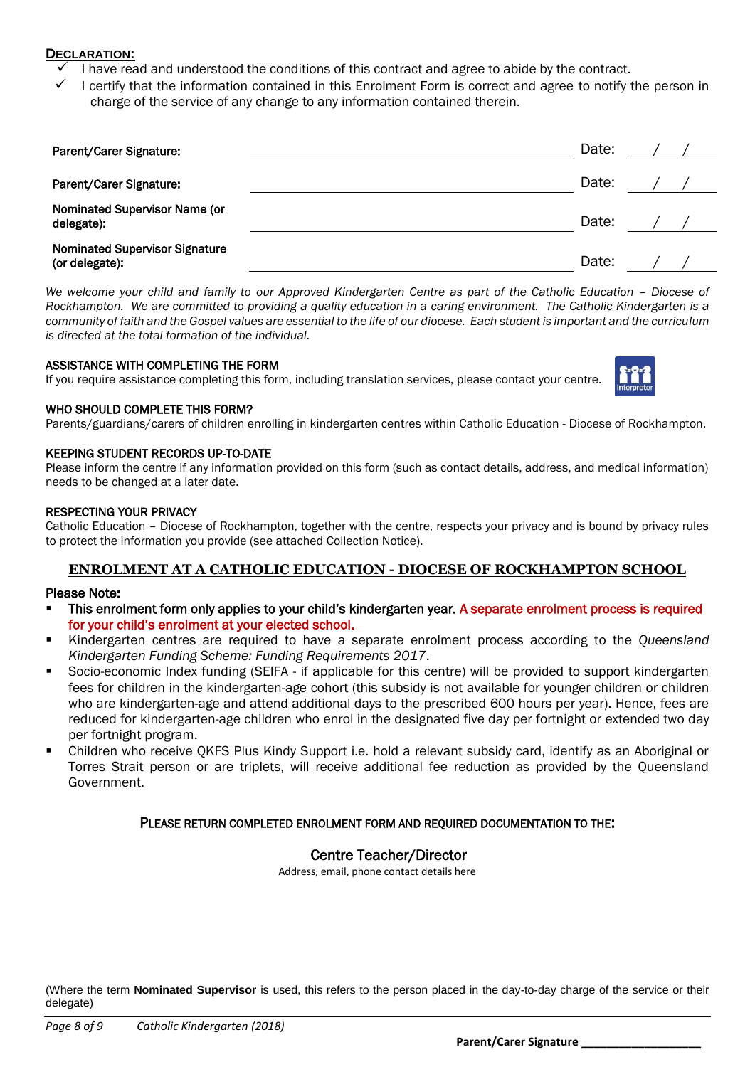**DECLARATION:**

- ✓ I have read and understood the conditions of this contract and agree to abide by the contract.
- ✓ I certify that the information contained in this Enrolment Form is correct and agree to notify the person in charge of the service of any change to any information contained therein.

| | | | |
|---|---|---|---|
| **Parent/Carer Signature:** | ______________________________ | Date: | / / |
| **Parent/Carer Signature:** | ______________________________ | Date: | / / |
| **Nominated Supervisor Name (or delegate):** | ______________________________ | Date: | / / |
| **Nominated Supervisor Signature (or delegate):** | ______________________________ | Date: | / / |

*We welcome your child and family to our Approved Kindergarten Centre as part of the Catholic Education – Diocese of Rockhampton. We are committed to providing a quality education in a caring environment. The Catholic Kindergarten is a community of faith and the Gospel values are essential to the life of our diocese. Each student is important and the curriculum is directed at the total formation of the individual.*

**ASSISTANCE WITH COMPLETING THE FORM**
If you require assistance completing this form, including translation services, please contact your centre.

**WHO SHOULD COMPLETE THIS FORM?**
Parents/guardians/carers of children enrolling in kindergarten centres within Catholic Education - Diocese of Rockhampton.

**KEEPING STUDENT RECORDS UP-TO-DATE**
Please inform the centre if any information provided on this form (such as contact details, address, and medical information) needs to be changed at a later date.

**RESPECTING YOUR PRIVACY**
Catholic Education – Diocese of Rockhampton, together with the centre, respects your privacy and is bound by privacy rules to protect the information you provide (see attached Collection Notice).

## ENROLMENT AT A CATHOLIC EDUCATION - DIOCESE OF ROCKHAMPTON SCHOOL

**Please Note:**

- **This enrolment form only applies to your child's kindergarten year. A separate enrolment process is required for your child's enrolment at your elected school.**
- Kindergarten centres are required to have a separate enrolment process according to the *Queensland Kindergarten Funding Scheme: Funding Requirements 2017*.
- Socio-economic Index funding (SEIFA - if applicable for this centre) will be provided to support kindergarten fees for children in the kindergarten-age cohort (this subsidy is not available for younger children or children who are kindergarten-age and attend additional days to the prescribed 600 hours per year). Hence, fees are reduced for kindergarten-age children who enrol in the designated five day per fortnight or extended two day per fortnight program.
- Children who receive QKFS Plus Kindy Support i.e. hold a relevant subsidy card, identify as an Aboriginal or Torres Strait person or are triplets, will receive additional fee reduction as provided by the Queensland Government.

**PLEASE RETURN COMPLETED ENROLMENT FORM AND REQUIRED DOCUMENTATION TO THE:**

**Centre Teacher/Director**
Address, email, phone contact details here

(Where the term **Nominated Supervisor** is used, this refers to the person placed in the day-to-day charge of the service or their delegate)

**Parent/Carer Signature** ____________________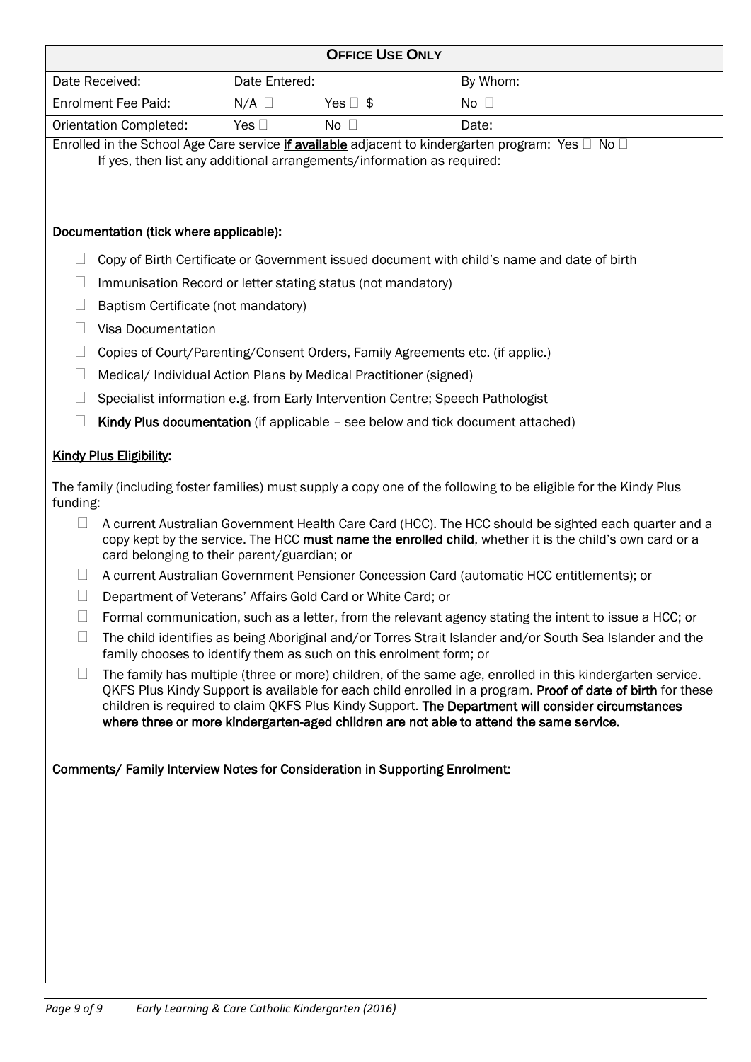| **OFFICE USE ONLY** | | | |
|---|---|---|---|
| Date Received: | Date Entered: | | By Whom: |
| Enrolment Fee Paid: | N/A ☐ | Yes ☐ $ | No ☐ |
| Orientation Completed: | Yes ☐ | No ☐ | Date: |

Enrolled in the School Age Care service **if available** adjacent to kindergarten program: Yes ☐ No ☐

If yes, then list any additional arrangements/information as required:

**Documentation (tick where applicable):**

- ☐ Copy of Birth Certificate or Government issued document with child's name and date of birth
- ☐ Immunisation Record or letter stating status (not mandatory)
- ☐ Baptism Certificate (not mandatory)
- ☐ Visa Documentation
- ☐ Copies of Court/Parenting/Consent Orders, Family Agreements etc. (if applic.)
- ☐ Medical/ Individual Action Plans by Medical Practitioner (signed)
- ☐ Specialist information e.g. from Early Intervention Centre; Speech Pathologist
- ☐ **Kindy Plus documentation** (if applicable – see below and tick document attached)

**Kindy Plus Eligibility:**

The family (including foster families) must supply a copy one of the following to be eligible for the Kindy Plus funding:

- ☐ A current Australian Government Health Care Card (HCC). The HCC should be sighted each quarter and a copy kept by the service. The HCC **must name the enrolled child**, whether it is the child's own card or a card belonging to their parent/guardian; or
- ☐ A current Australian Government Pensioner Concession Card (automatic HCC entitlements); or
- ☐ Department of Veterans' Affairs Gold Card or White Card; or
- ☐ Formal communication, such as a letter, from the relevant agency stating the intent to issue a HCC; or
- ☐ The child identifies as being Aboriginal and/or Torres Strait Islander and/or South Sea Islander and the family chooses to identify them as such on this enrolment form; or
- ☐ The family has multiple (three or more) children, of the same age, enrolled in this kindergarten service. QKFS Plus Kindy Support is available for each child enrolled in a program. **Proof of date of birth** for these children is required to claim QKFS Plus Kindy Support. **The Department will consider circumstances where three or more kindergarten-aged children are not able to attend the same service.**

**Comments/ Family Interview Notes for Consideration in Supporting Enrolment:**